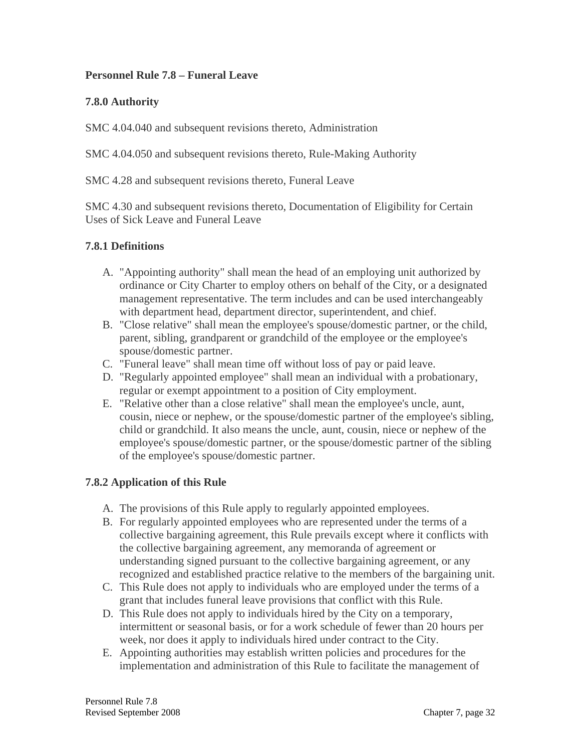**Personnel Rule 7.8 – Funeral Leave**

**7.8.0 Authority**

SMC 4.04.040 and subsequent revisions thereto, Administration

SMC 4.04.050 and subsequent revisions thereto, Rule-Making Authority

SMC 4.28 and subsequent revisions thereto, Funeral Leave

SMC 4.30 and subsequent revisions thereto, Documentation of Eligibility for Certain Uses of Sick Leave and Funeral Leave

**7.8.1 Definitions**

A. "Appointing authority" shall mean the head of an employing unit authorized by ordinance or City Charter to employ others on behalf of the City, or a designated management representative. The term includes and can be used interchangeably with department head, department director, superintendent, and chief.
B. "Close relative" shall mean the employee's spouse/domestic partner, or the child, parent, sibling, grandparent or grandchild of the employee or the employee's spouse/domestic partner.
C. "Funeral leave" shall mean time off without loss of pay or paid leave.
D. "Regularly appointed employee" shall mean an individual with a probationary, regular or exempt appointment to a position of City employment.
E. "Relative other than a close relative" shall mean the employee's uncle, aunt, cousin, niece or nephew, or the spouse/domestic partner of the employee's sibling, child or grandchild. It also means the uncle, aunt, cousin, niece or nephew of the employee's spouse/domestic partner, or the spouse/domestic partner of the sibling of the employee's spouse/domestic partner.

**7.8.2 Application of this Rule**

A. The provisions of this Rule apply to regularly appointed employees.
B. For regularly appointed employees who are represented under the terms of a collective bargaining agreement, this Rule prevails except where it conflicts with the collective bargaining agreement, any memoranda of agreement or understanding signed pursuant to the collective bargaining agreement, or any recognized and established practice relative to the members of the bargaining unit.
C. This Rule does not apply to individuals who are employed under the terms of a grant that includes funeral leave provisions that conflict with this Rule.
D. This Rule does not apply to individuals hired by the City on a temporary, intermittent or seasonal basis, or for a work schedule of fewer than 20 hours per week, nor does it apply to individuals hired under contract to the City.
E. Appointing authorities may establish written policies and procedures for the implementation and administration of this Rule to facilitate the management of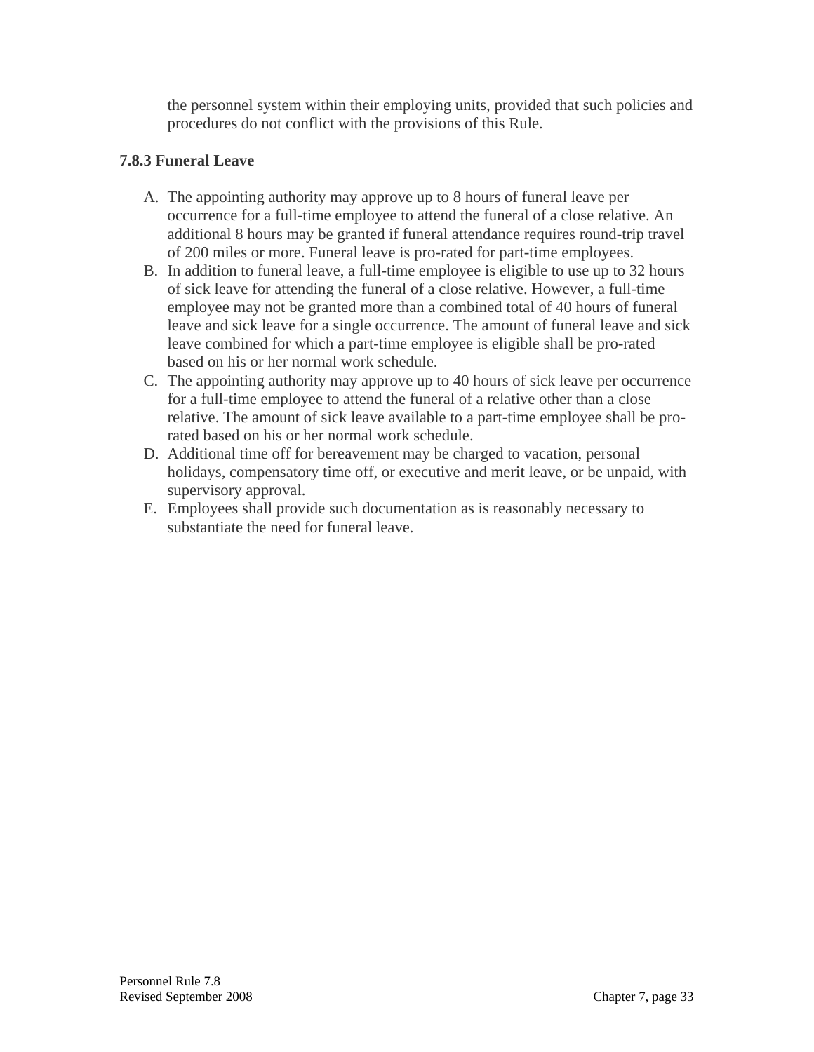the personnel system within their employing units, provided that such policies and procedures do not conflict with the provisions of this Rule.

### 7.8.3 Funeral Leave

A. The appointing authority may approve up to 8 hours of funeral leave per occurrence for a full-time employee to attend the funeral of a close relative. An additional 8 hours may be granted if funeral attendance requires round-trip travel of 200 miles or more. Funeral leave is pro-rated for part-time employees.
B. In addition to funeral leave, a full-time employee is eligible to use up to 32 hours of sick leave for attending the funeral of a close relative. However, a full-time employee may not be granted more than a combined total of 40 hours of funeral leave and sick leave for a single occurrence. The amount of funeral leave and sick leave combined for which a part-time employee is eligible shall be pro-rated based on his or her normal work schedule.
C. The appointing authority may approve up to 40 hours of sick leave per occurrence for a full-time employee to attend the funeral of a relative other than a close relative. The amount of sick leave available to a part-time employee shall be pro-rated based on his or her normal work schedule.
D. Additional time off for bereavement may be charged to vacation, personal holidays, compensatory time off, or executive and merit leave, or be unpaid, with supervisory approval.
E. Employees shall provide such documentation as is reasonably necessary to substantiate the need for funeral leave.